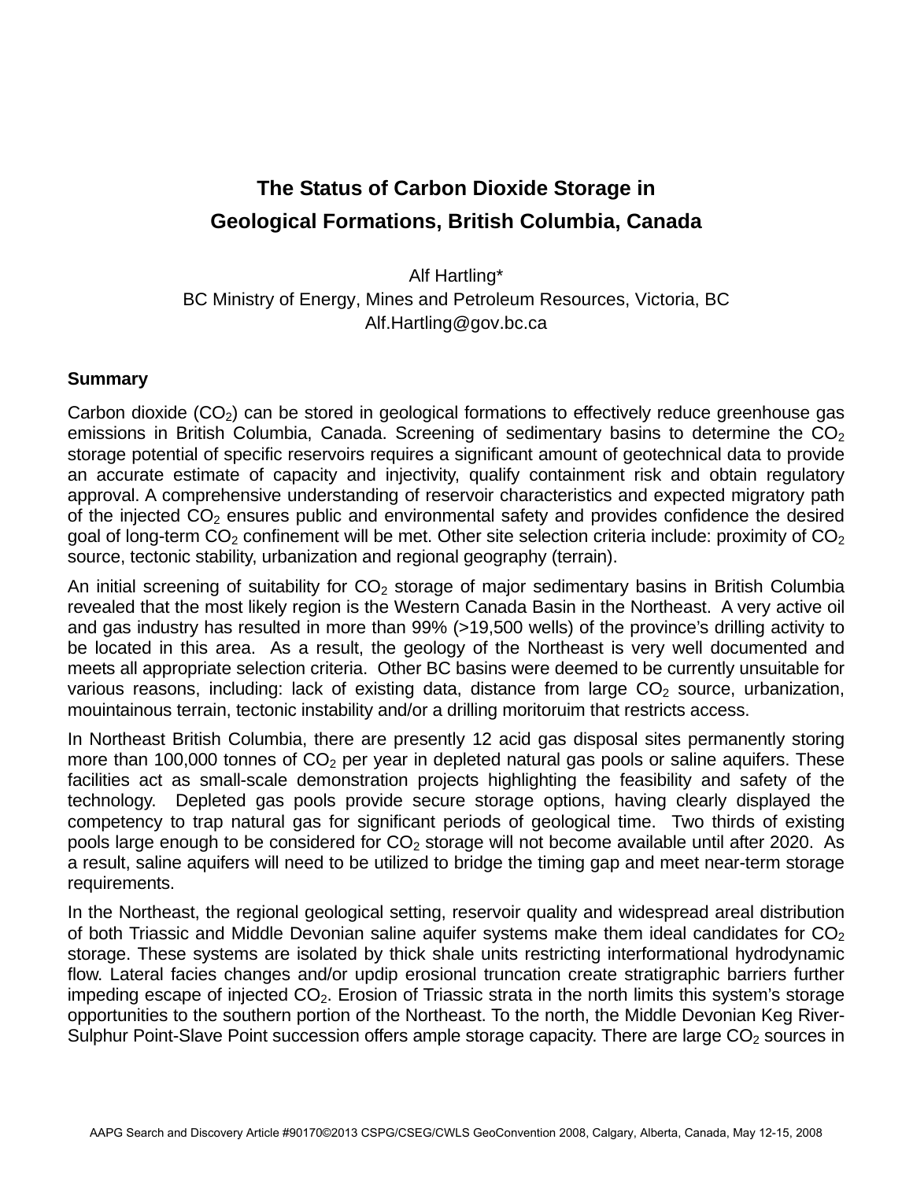# The Status of Carbon Dioxide Storage in Geological Formations, British Columbia, Canada

Alf Hartling*
BC Ministry of Energy, Mines and Petroleum Resources, Victoria, BC
Alf.Hartling@gov.bc.ca

## Summary

Carbon dioxide ($CO_2$) can be stored in geological formations to effectively reduce greenhouse gas emissions in British Columbia, Canada. Screening of sedimentary basins to determine the $CO_2$ storage potential of specific reservoirs requires a significant amount of geotechnical data to provide an accurate estimate of capacity and injectivity, qualify containment risk and obtain regulatory approval. A comprehensive understanding of reservoir characteristics and expected migratory path of the injected $CO_2$ ensures public and environmental safety and provides confidence the desired goal of long-term $CO_2$ confinement will be met. Other site selection criteria include: proximity of $CO_2$ source, tectonic stability, urbanization and regional geography (terrain).

An initial screening of suitability for $CO_2$ storage of major sedimentary basins in British Columbia revealed that the most likely region is the Western Canada Basin in the Northeast. A very active oil and gas industry has resulted in more than 99% (>19,500 wells) of the province's drilling activity to be located in this area. As a result, the geology of the Northeast is very well documented and meets all appropriate selection criteria. Other BC basins were deemed to be currently unsuitable for various reasons, including: lack of existing data, distance from large $CO_2$ source, urbanization, mouintainous terrain, tectonic instability and/or a drilling moritoruim that restricts access.

In Northeast British Columbia, there are presently 12 acid gas disposal sites permanently storing more than 100,000 tonnes of $CO_2$ per year in depleted natural gas pools or saline aquifers. These facilities act as small-scale demonstration projects highlighting the feasibility and safety of the technology. Depleted gas pools provide secure storage options, having clearly displayed the competency to trap natural gas for significant periods of geological time. Two thirds of existing pools large enough to be considered for $CO_2$ storage will not become available until after 2020. As a result, saline aquifers will need to be utilized to bridge the timing gap and meet near-term storage requirements.

In the Northeast, the regional geological setting, reservoir quality and widespread areal distribution of both Triassic and Middle Devonian saline aquifer systems make them ideal candidates for $CO_2$ storage. These systems are isolated by thick shale units restricting interformational hydrodynamic flow. Lateral facies changes and/or updip erosional truncation create stratigraphic barriers further impeding escape of injected $CO_2$. Erosion of Triassic strata in the north limits this system's storage opportunities to the southern portion of the Northeast. To the north, the Middle Devonian Keg River-Sulphur Point-Slave Point succession offers ample storage capacity. There are large $CO_2$ sources in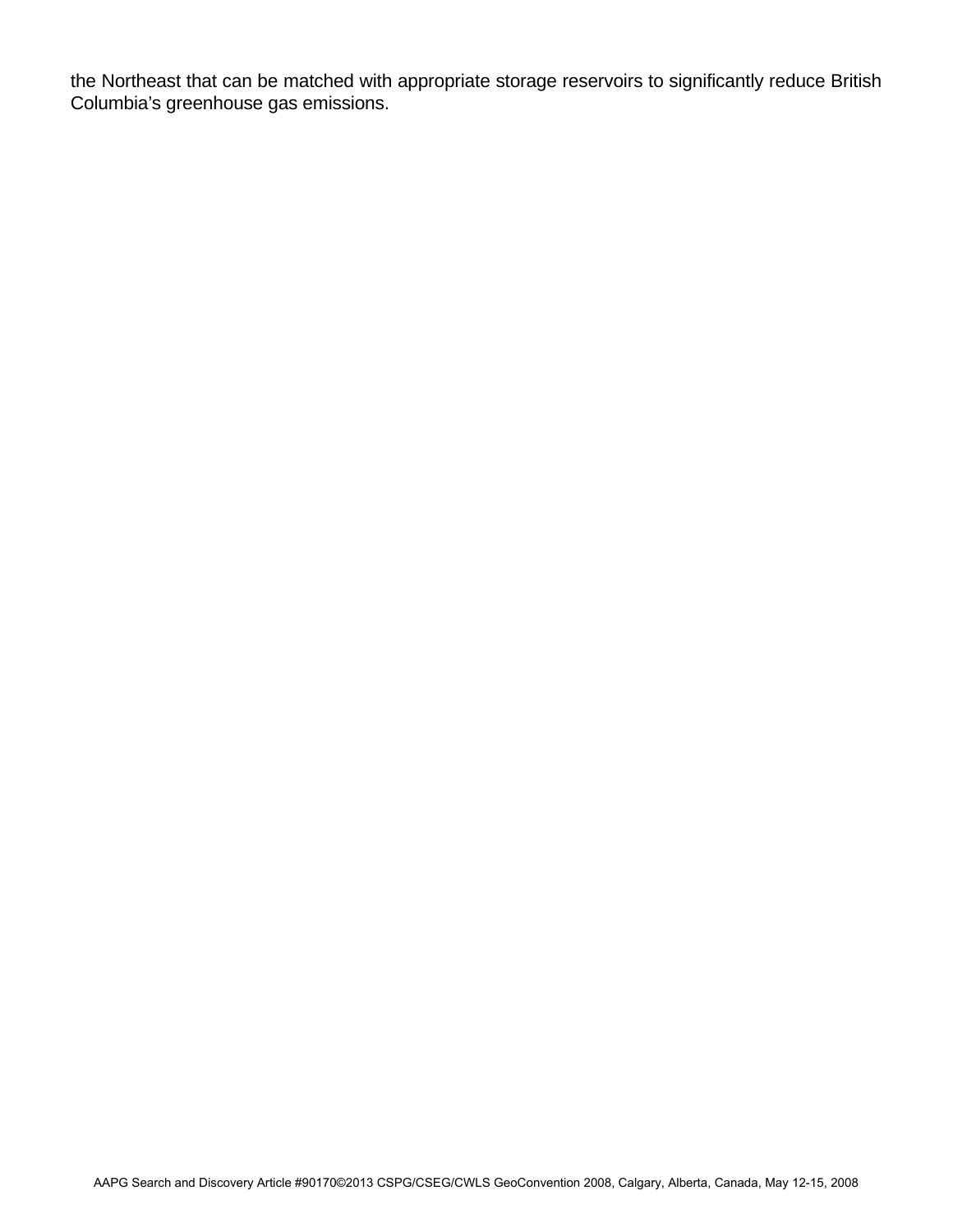the Northeast that can be matched with appropriate storage reservoirs to significantly reduce British Columbia’s greenhouse gas emissions.